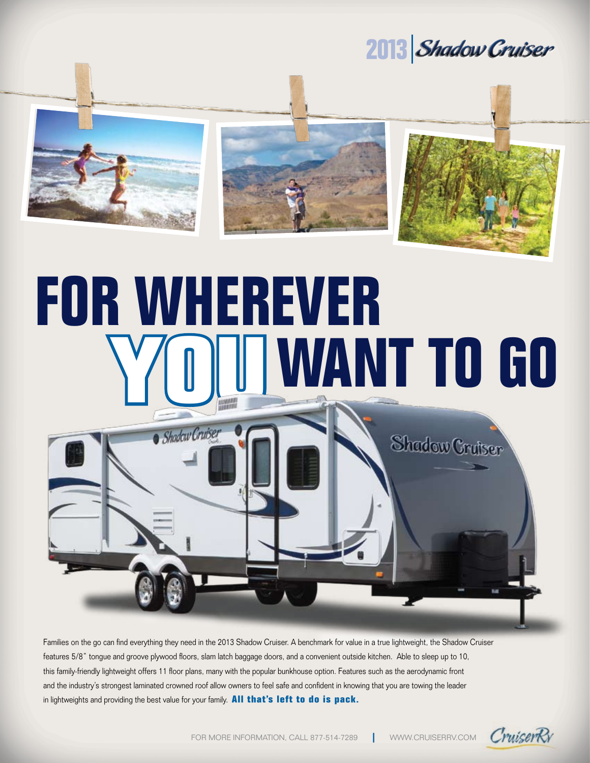2013 | Shadow Cruiser

# FOR WHEREVER YOU WANT TO GO

Families on the go can find everything they need in the 2013 Shadow Cruiser. A benchmark for value in a true lightweight, the Shadow Cruiser features 5/8" tongue and groove plywood floors, slam latch baggage doors, and a convenient outside kitchen. Able to sleep up to 10, this family-friendly lightweight offers 11 floor plans, many with the popular bunkhouse option. Features such as the aerodynamic front and the industry's strongest laminated crowned roof allow owners to feel safe and confident in knowing that you are towing the leader in lightweights and providing the best value for your family. **All that's left to do is pack.**

FOR MORE INFORMATION, CALL 877-514-7289 | WWW.CRUISERRV.COM

CruiserRV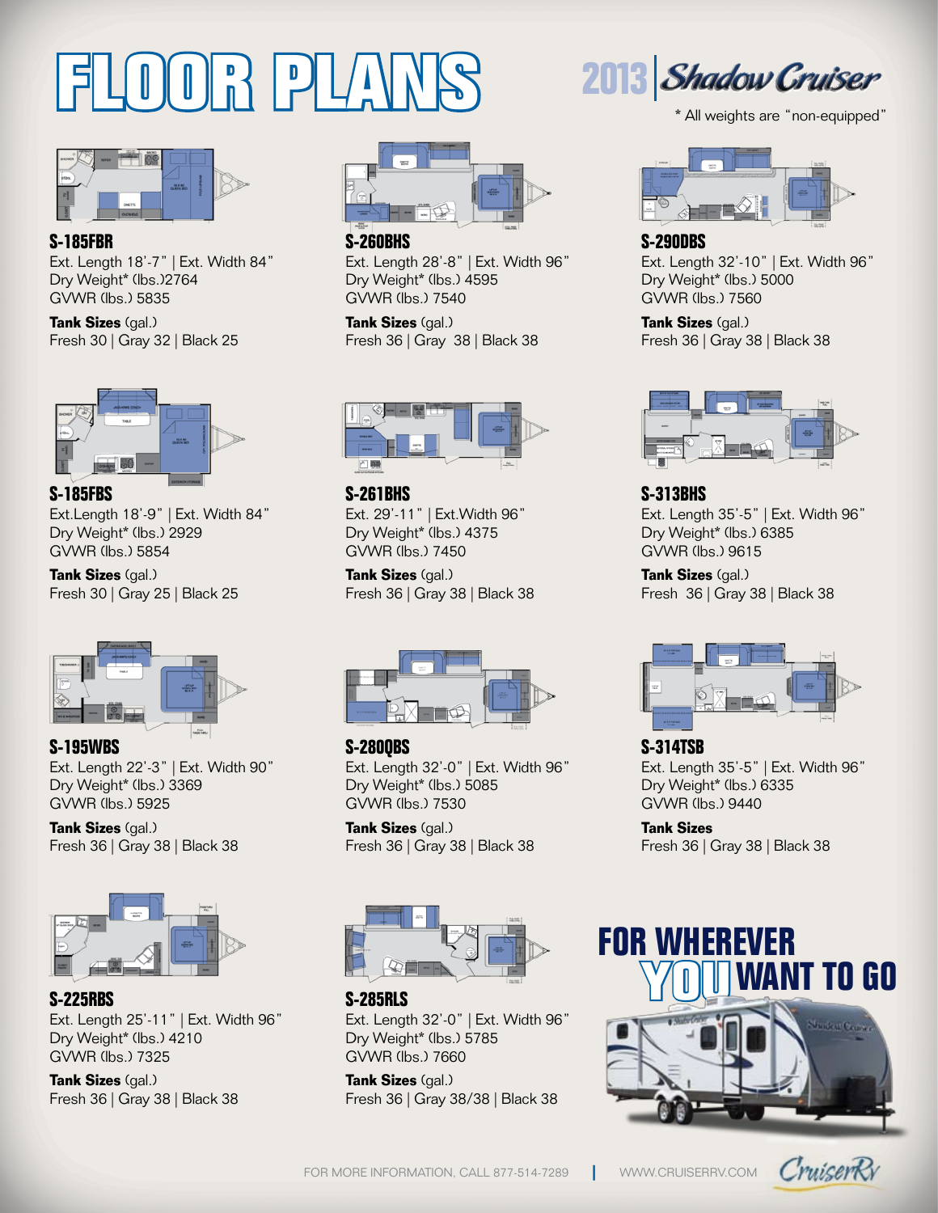# FLOOR PLANS

## 2013 | Shadow Cruiser

\* All weights are "non-equipped"

### S-185FBR
Ext. Length 18'-7" | Ext. Width 84"
Dry Weight* (lbs.)2764
GVWR (lbs.) 5835

**Tank Sizes** (gal.)
Fresh 30 | Gray 32 | Black 25

### S-260BHS
Ext. Length 28'-8" | Ext. Width 96"
Dry Weight* (lbs.) 4595
GVWR (lbs.) 7540

**Tank Sizes** (gal.)
Fresh 36 | Gray 38 | Black 38

### S-290DBS
Ext. Length 32'-10" | Ext. Width 96"
Dry Weight* (lbs.) 5000
GVWR (lbs.) 7560

**Tank Sizes** (gal.)
Fresh 36 | Gray 38 | Black 38

### S-185FBS
Ext.Length 18'-9" | Ext. Width 84"
Dry Weight* (lbs.) 2929
GVWR (lbs.) 5854

**Tank Sizes** (gal.)
Fresh 30 | Gray 25 | Black 25

### S-261BHS
Ext. 29'-11" | Ext.Width 96"
Dry Weight* (lbs.) 4375
GVWR (lbs.) 7450

**Tank Sizes** (gal.)
Fresh 36 | Gray 38 | Black 38

### S-313BHS
Ext. Length 35'-5" | Ext. Width 96"
Dry Weight* (lbs.) 6385
GVWR (lbs.) 9615

**Tank Sizes** (gal.)
Fresh 36 | Gray 38 | Black 38

### S-195WBS
Ext. Length 22'-3" | Ext. Width 90"
Dry Weight* (lbs.) 3369
GVWR (lbs.) 5925

**Tank Sizes** (gal.)
Fresh 36 | Gray 38 | Black 38

### S-280QBS
Ext. Length 32'-0" | Ext. Width 96"
Dry Weight* (lbs.) 5085
GVWR (lbs.) 7530

**Tank Sizes** (gal.)
Fresh 36 | Gray 38 | Black 38

### S-314TSB
Ext. Length 35'-5" | Ext. Width 96"
Dry Weight* (lbs.) 6335
GVWR (lbs.) 9440

**Tank Sizes**
Fresh 36 | Gray 38 | Black 38

### S-225RBS
Ext. Length 25'-11" | Ext. Width 96"
Dry Weight* (lbs.) 4210
GVWR (lbs.) 7325

**Tank Sizes** (gal.)
Fresh 36 | Gray 38 | Black 38

### S-285RLS
Ext. Length 32'-0" | Ext. Width 96"
Dry Weight* (lbs.) 5785
GVWR (lbs.) 7660

**Tank Sizes** (gal.)
Fresh 36 | Gray 38/38 | Black 38

## FOR WHEREVER YOU WANT TO GO

FOR MORE INFORMATION, CALL 877-514-7289 | WWW.CRUISERRV.COM

CruiserRV